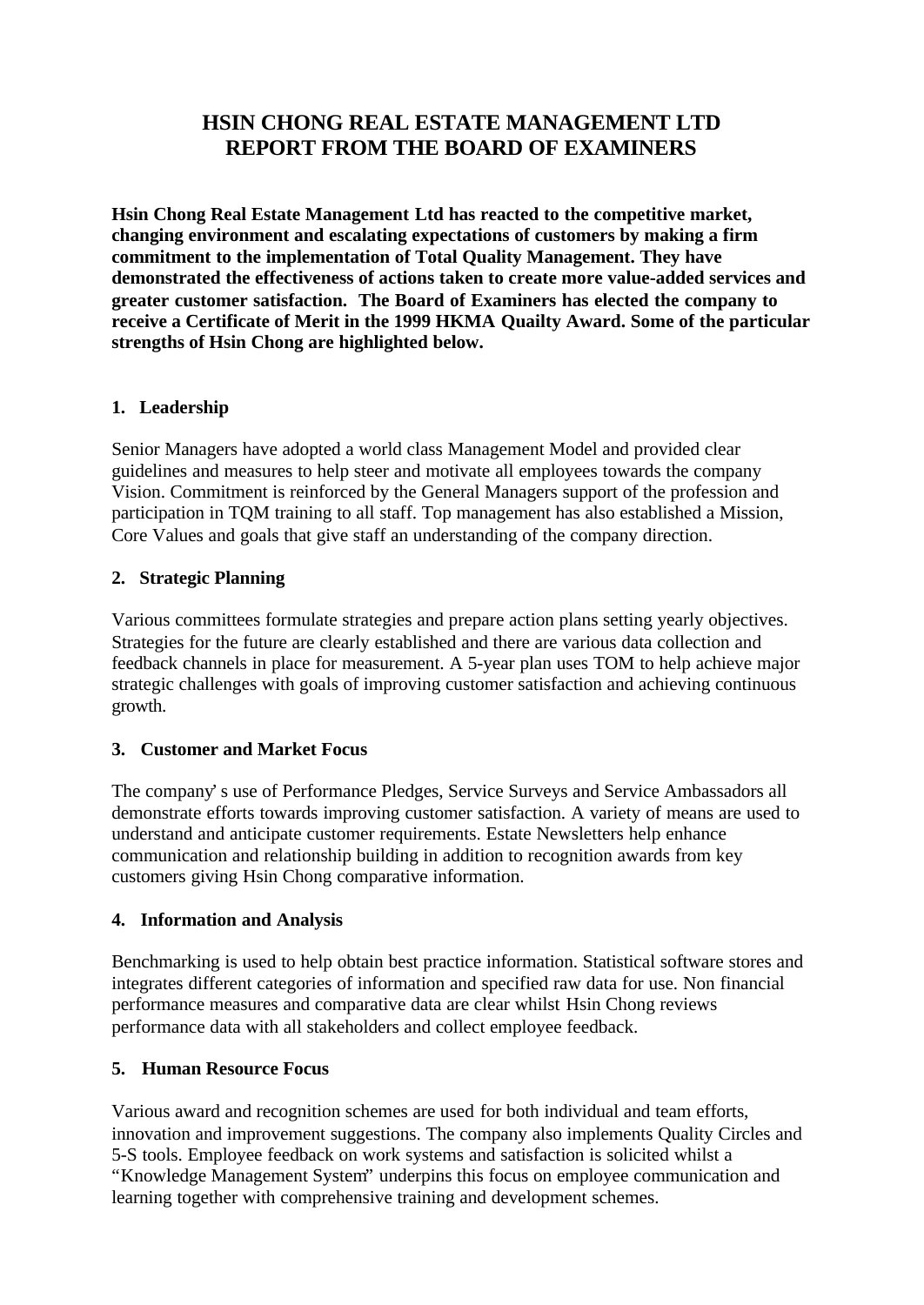# HSIN CHONG REAL ESTATE MANAGEMENT LTD
# REPORT FROM THE BOARD OF EXAMINERS

**Hsin Chong Real Estate Management Ltd has reacted to the competitive market, changing environment and escalating expectations of customers by making a firm commitment to the implementation of Total Quality Management. They have demonstrated the effectiveness of actions taken to create more value-added services and greater customer satisfaction. The Board of Examiners has elected the company to receive a Certificate of Merit in the 1999 HKMA Quailty Award. Some of the particular strengths of Hsin Chong are highlighted below.**

## 1. Leadership

Senior Managers have adopted a world class Management Model and provided clear guidelines and measures to help steer and motivate all employees towards the company Vision. Commitment is reinforced by the General Managers support of the profession and participation in TQM training to all staff. Top management has also established a Mission, Core Values and goals that give staff an understanding of the company direction.

## 2. Strategic Planning

Various committees formulate strategies and prepare action plans setting yearly objectives. Strategies for the future are clearly established and there are various data collection and feedback channels in place for measurement. A 5-year plan uses TOM to help achieve major strategic challenges with goals of improving customer satisfaction and achieving continuous growth.

## 3. Customer and Market Focus

The company's use of Performance Pledges, Service Surveys and Service Ambassadors all demonstrate efforts towards improving customer satisfaction. A variety of means are used to understand and anticipate customer requirements. Estate Newsletters help enhance communication and relationship building in addition to recognition awards from key customers giving Hsin Chong comparative information.

## 4. Information and Analysis

Benchmarking is used to help obtain best practice information. Statistical software stores and integrates different categories of information and specified raw data for use. Non financial performance measures and comparative data are clear whilst Hsin Chong reviews performance data with all stakeholders and collect employee feedback.

## 5. Human Resource Focus

Various award and recognition schemes are used for both individual and team efforts, innovation and improvement suggestions. The company also implements Quality Circles and 5-S tools. Employee feedback on work systems and satisfaction is solicited whilst a "Knowledge Management System" underpins this focus on employee communication and learning together with comprehensive training and development schemes.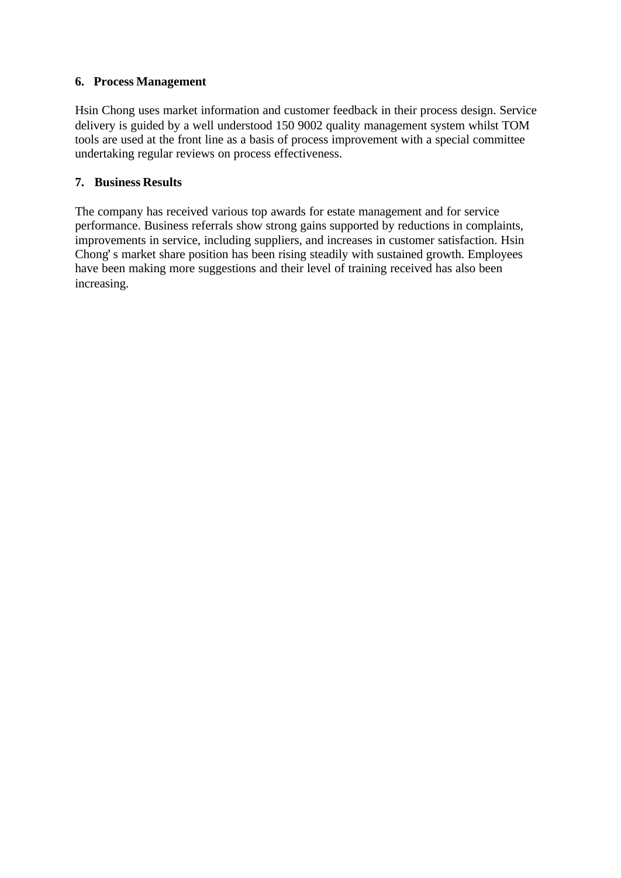**6. Process Management**

Hsin Chong uses market information and customer feedback in their process design. Service delivery is guided by a well understood 150 9002 quality management system whilst TOM tools are used at the front line as a basis of process improvement with a special committee undertaking regular reviews on process effectiveness.

**7. Business Results**

The company has received various top awards for estate management and for service performance. Business referrals show strong gains supported by reductions in complaints, improvements in service, including suppliers, and increases in customer satisfaction. Hsin Chong's market share position has been rising steadily with sustained growth. Employees have been making more suggestions and their level of training received has also been increasing.